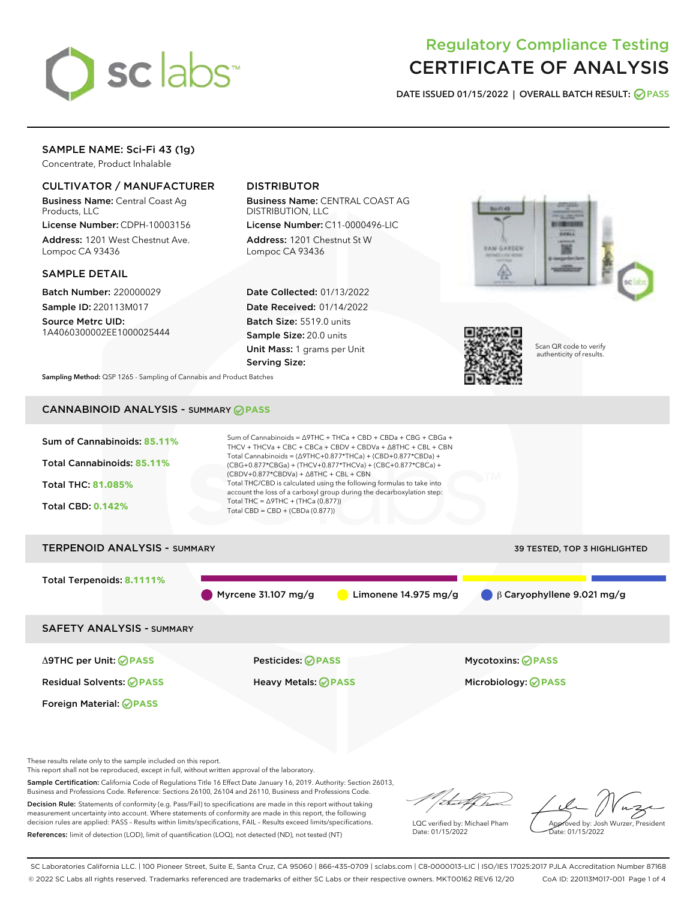# Regulatory Compliance Testing
# CERTIFICATE OF ANALYSIS

**DATE ISSUED 01/15/2022 | OVERALL BATCH RESULT: PASS**

## SAMPLE NAME: Sci-Fi 43 (1g)

Concentrate, Product Inhalable

### CULTIVATOR / MANUFACTURER

**Business Name:** Central Coast Ag Products, LLC

**License Number:** CDPH-10003156

**Address:** 1201 West Chestnut Ave. Lompoc CA 93436

### DISTRIBUTOR

**Business Name:** CENTRAL COAST AG DISTRIBUTION, LLC

**License Number:** C11-0000496-LIC

**Address:** 1201 Chestnut St W Lompoc CA 93436

### SAMPLE DETAIL

**Batch Number:** 220000029

**Sample ID:** 220113M017

**Source Metrc UID:** 1A4060300002EE1000025444

**Date Collected:** 01/13/2022

**Date Received:** 01/14/2022

**Batch Size:** 5519.0 units

**Sample Size:** 20.0 units

**Unit Mass:** 1 grams per Unit

**Serving Size:**

Scan QR code to verify authenticity of results.

**Sampling Method:** QSP 1265 - Sampling of Cannabis and Product Batches

## CANNABINOID ANALYSIS - SUMMARY PASS

**Sum of Cannabinoids: 85.11%**

**Total Cannabinoids: 85.11%**

**Total THC: 81.085%**

**Total CBD: 0.142%**

Sum of Cannabinoids = Δ9THC + THCa + CBD + CBDa + CBG + CBGa + THCV + THCVa + CBC + CBCa + CBDV + CBDVa + Δ8THC + CBL + CBN

Total Cannabinoids = (Δ9THC+0.877*THCa) + (CBD+0.877*CBDa) + (CBG+0.877*CBGa) + (THCV+0.877*THCVa) + (CBC+0.877*CBCa) + (CBDV+0.877*CBDVa) + Δ8THC + CBL + CBN

Total THC/CBD is calculated using the following formulas to take into account the loss of a carboxyl group during the decarboxylation step:

Total THC = Δ9THC + (THCa (0.877))

Total CBD = CBD + (CBDa (0.877))

## TERPENOID ANALYSIS - SUMMARY

39 TESTED, TOP 3 HIGHLIGHTED

**Total Terpenoids: 8.1111%**

Myrcene 31.107 mg/g | Limonene 14.975 mg/g | β Caryophyllene 9.021 mg/g

## SAFETY ANALYSIS - SUMMARY

| | | |
|---|---|---|
| Δ9THC per Unit: PASS | Pesticides: PASS | Mycotoxins: PASS |
| Residual Solvents: PASS | Heavy Metals: PASS | Microbiology: PASS |
| Foreign Material: PASS | | |

These results relate only to the sample included on this report.
This report shall not be reproduced, except in full, without written approval of the laboratory.

**Sample Certification:** California Code of Regulations Title 16 Effect Date January 16, 2019. Authority: Section 26013, Business and Professions Code. Reference: Sections 26100, 26104 and 26110, Business and Professions Code.

**Decision Rule:** Statements of conformity (e.g. Pass/Fail) to specifications are made in this report without taking measurement uncertainty into account. Where statements of conformity are made in this report, the following decision rules are applied: PASS – Results within limits/specifications, FAIL – Results exceed limits/specifications.

**References:** limit of detection (LOD), limit of quantification (LOQ), not detected (ND), not tested (NT)

LQC verified by: Michael Pham
Date: 01/15/2022

Approved by: Josh Wurzer, President
Date: 01/15/2022

SC Laboratories California LLC. | 100 Pioneer Street, Suite E, Santa Cruz, CA 95060 | 866-435-0709 | sclabs.com | C8-0000013-LIC | ISO/IES 17025:2017 PJLA Accreditation Number 87168
© 2022 SC Labs all rights reserved. Trademarks referenced are trademarks of either SC Labs or their respective owners. MKT00162 REV6 12/20 CoA ID: 220113M017-001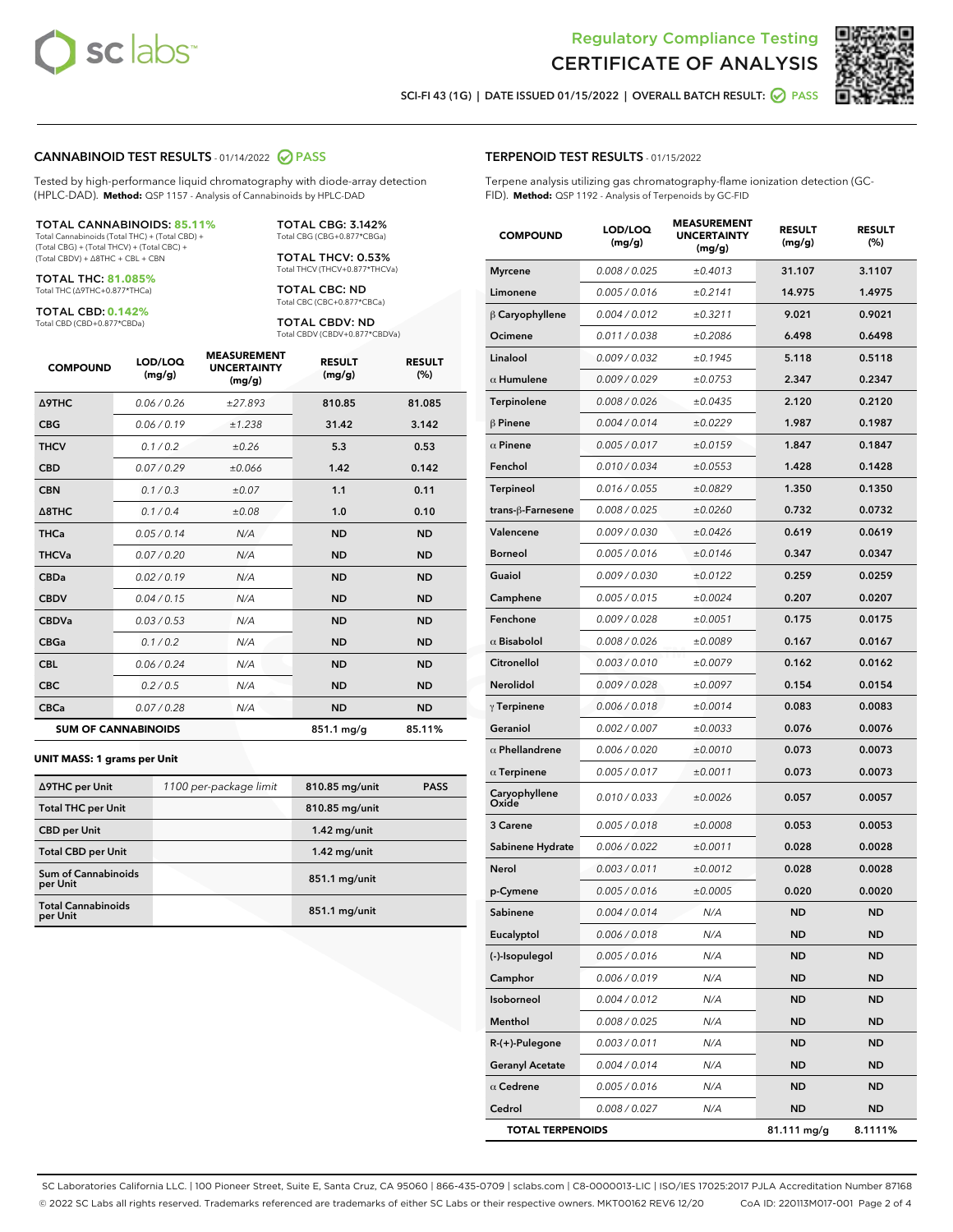# Regulatory Compliance Testing
# CERTIFICATE OF ANALYSIS

SCI-FI 43 (1G) | DATE ISSUED 01/15/2022 | OVERALL BATCH RESULT: PASS

## CANNABINOID TEST RESULTS - 01/14/2022 PASS

Tested by high-performance liquid chromatography with diode-array detection (HPLC-DAD). **Method:** QSP 1157 - Analysis of Cannabinoids by HPLC-DAD

**TOTAL CANNABINOIDS: 85.11%**
Total Cannabinoids (Total THC) + (Total CBD) + (Total CBG) + (Total THCV) + (Total CBC) + (Total CBDV) + Δ8THC + CBL + CBN

**TOTAL THC: 81.085%**
Total THC (Δ9THC+0.877*THCa)

**TOTAL CBD: 0.142%**
Total CBD (CBD+0.877*CBDa)

**TOTAL CBG: 3.142%**
Total CBG (CBG+0.877*CBGa)

**TOTAL THCV: 0.53%**
Total THCV (THCV+0.877*THCVa)

**TOTAL CBC: ND**
Total CBC (CBC+0.877*CBCa)

**TOTAL CBDV: ND**
Total CBDV (CBDV+0.877*CBDVa)

| COMPOUND | LOD/LOQ (mg/g) | MEASUREMENT UNCERTAINTY (mg/g) | RESULT (mg/g) | RESULT (%) |
|---|---|---|---|---|
| Δ9THC | 0.06 / 0.26 | ±27.893 | 810.85 | 81.085 |
| CBG | 0.06 / 0.19 | ±1.238 | 31.42 | 3.142 |
| THCV | 0.1 / 0.2 | ±0.26 | 5.3 | 0.53 |
| CBD | 0.07 / 0.29 | ±0.066 | 1.42 | 0.142 |
| CBN | 0.1 / 0.3 | ±0.07 | 1.1 | 0.11 |
| Δ8THC | 0.1 / 0.4 | ±0.08 | 1.0 | 0.10 |
| THCa | 0.05 / 0.14 | N/A | ND | ND |
| THCVa | 0.07 / 0.20 | N/A | ND | ND |
| CBDa | 0.02 / 0.19 | N/A | ND | ND |
| CBDV | 0.04 / 0.15 | N/A | ND | ND |
| CBDVa | 0.03 / 0.53 | N/A | ND | ND |
| CBGa | 0.1 / 0.2 | N/A | ND | ND |
| CBL | 0.06 / 0.24 | N/A | ND | ND |
| CBC | 0.2 / 0.5 | N/A | ND | ND |
| CBCa | 0.07 / 0.28 | N/A | ND | ND |
| **SUM OF CANNABINOIDS** | | | **851.1 mg/g** | **85.11%** |

### UNIT MASS: 1 grams per Unit

| | | | |
|---|---|---|---|
| Δ9THC per Unit | 1100 per-package limit | 810.85 mg/unit | PASS |
| Total THC per Unit | | 810.85 mg/unit | |
| CBD per Unit | | 1.42 mg/unit | |
| Total CBD per Unit | | 1.42 mg/unit | |
| Sum of Cannabinoids per Unit | | 851.1 mg/unit | |
| Total Cannabinoids per Unit | | 851.1 mg/unit | |

## TERPENOID TEST RESULTS - 01/15/2022

Terpene analysis utilizing gas chromatography-flame ionization detection (GC-FID). **Method:** QSP 1192 - Analysis of Terpenoids by GC-FID

| COMPOUND | LOD/LOQ (mg/g) | MEASUREMENT UNCERTAINTY (mg/g) | RESULT (mg/g) | RESULT (%) |
|---|---|---|---|---|
| Myrcene | 0.008 / 0.025 | ±0.4013 | 31.107 | 3.1107 |
| Limonene | 0.005 / 0.016 | ±0.2141 | 14.975 | 1.4975 |
| β Caryophyllene | 0.004 / 0.012 | ±0.3211 | 9.021 | 0.9021 |
| Ocimene | 0.011 / 0.038 | ±0.2086 | 6.498 | 0.6498 |
| Linalool | 0.009 / 0.032 | ±0.1945 | 5.118 | 0.5118 |
| α Humulene | 0.009 / 0.029 | ±0.0753 | 2.347 | 0.2347 |
| Terpinolene | 0.008 / 0.026 | ±0.0435 | 2.120 | 0.2120 |
| β Pinene | 0.004 / 0.014 | ±0.0229 | 1.987 | 0.1987 |
| α Pinene | 0.005 / 0.017 | ±0.0159 | 1.847 | 0.1847 |
| Fenchol | 0.010 / 0.034 | ±0.0553 | 1.428 | 0.1428 |
| Terpineol | 0.016 / 0.055 | ±0.0829 | 1.350 | 0.1350 |
| trans-β-Farnesene | 0.008 / 0.025 | ±0.0260 | 0.732 | 0.0732 |
| Valencene | 0.009 / 0.030 | ±0.0426 | 0.619 | 0.0619 |
| Borneol | 0.005 / 0.016 | ±0.0146 | 0.347 | 0.0347 |
| Guaiol | 0.009 / 0.030 | ±0.0122 | 0.259 | 0.0259 |
| Camphene | 0.005 / 0.015 | ±0.0024 | 0.207 | 0.0207 |
| Fenchone | 0.009 / 0.028 | ±0.0051 | 0.175 | 0.0175 |
| α Bisabolol | 0.008 / 0.026 | ±0.0089 | 0.167 | 0.0167 |
| Citronellol | 0.003 / 0.010 | ±0.0079 | 0.162 | 0.0162 |
| Nerolidol | 0.009 / 0.028 | ±0.0097 | 0.154 | 0.0154 |
| γ Terpinene | 0.006 / 0.018 | ±0.0014 | 0.083 | 0.0083 |
| Geraniol | 0.002 / 0.007 | ±0.0033 | 0.076 | 0.0076 |
| α Phellandrene | 0.006 / 0.020 | ±0.0010 | 0.073 | 0.0073 |
| α Terpinene | 0.005 / 0.017 | ±0.0011 | 0.073 | 0.0073 |
| Caryophyllene Oxide | 0.010 / 0.033 | ±0.0026 | 0.057 | 0.0057 |
| 3 Carene | 0.005 / 0.018 | ±0.0008 | 0.053 | 0.0053 |
| Sabinene Hydrate | 0.006 / 0.022 | ±0.0011 | 0.028 | 0.0028 |
| Nerol | 0.003 / 0.011 | ±0.0012 | 0.028 | 0.0028 |
| p-Cymene | 0.005 / 0.016 | ±0.0005 | 0.020 | 0.0020 |
| Sabinene | 0.004 / 0.014 | N/A | ND | ND |
| Eucalyptol | 0.006 / 0.018 | N/A | ND | ND |
| (-)-Isopulegol | 0.005 / 0.016 | N/A | ND | ND |
| Camphor | 0.006 / 0.019 | N/A | ND | ND |
| Isoborneol | 0.004 / 0.012 | N/A | ND | ND |
| Menthol | 0.008 / 0.025 | N/A | ND | ND |
| R-(+)-Pulegone | 0.003 / 0.011 | N/A | ND | ND |
| Geranyl Acetate | 0.004 / 0.014 | N/A | ND | ND |
| α Cedrene | 0.005 / 0.016 | N/A | ND | ND |
| Cedrol | 0.008 / 0.027 | N/A | ND | ND |
| **TOTAL TERPENOIDS** | | | **81.111 mg/g** | **8.1111%** |

SC Laboratories California LLC. | 100 Pioneer Street, Suite E, Santa Cruz, CA 95060 | 866-435-0709 | sclabs.com | C8-0000013-LIC | ISO/IES 17025:2017 PJLA Accreditation Number 87168
© 2022 SC Labs all rights reserved. Trademarks referenced are trademarks of either SC Labs or their respective owners. MKT00162 REV6 12/20 CoA ID: 220113M017-001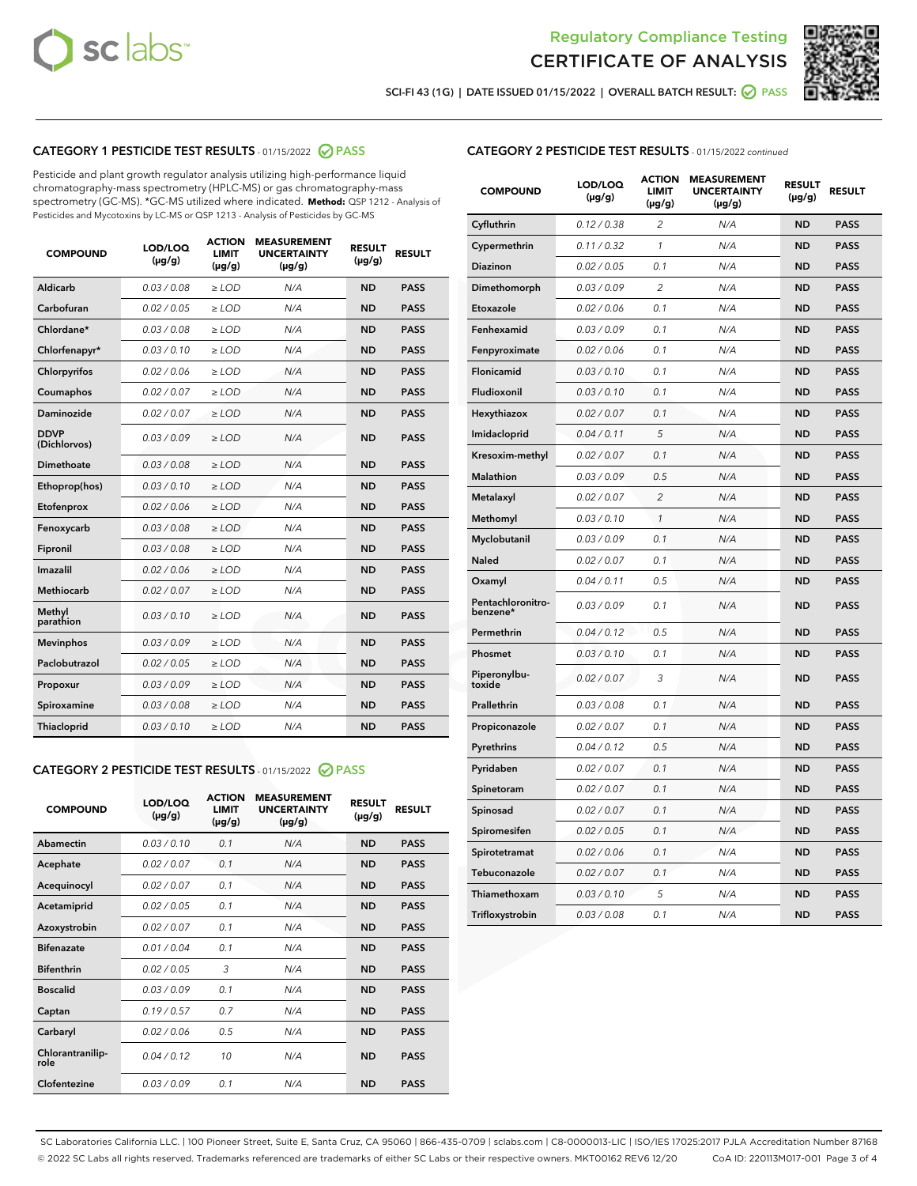Regulatory Compliance Testing

# CERTIFICATE OF ANALYSIS

SCI-FI 43 (1G) | DATE ISSUED 01/15/2022 | OVERALL BATCH RESULT: PASS

## CATEGORY 1 PESTICIDE TEST RESULTS - 01/15/2022 PASS

Pesticide and plant growth regulator analysis utilizing high-performance liquid chromatography-mass spectrometry (HPLC-MS) or gas chromatography-mass spectrometry (GC-MS). *GC-MS utilized where indicated. **Method:** QSP 1212 - Analysis of Pesticides and Mycotoxins by LC-MS or QSP 1213 - Analysis of Pesticides by GC-MS

| COMPOUND | LOD/LOQ (µg/g) | ACTION LIMIT (µg/g) | MEASUREMENT UNCERTAINTY (µg/g) | RESULT (µg/g) | RESULT |
|---|---|---|---|---|---|
| Aldicarb | 0.03 / 0.08 | ≥ LOD | N/A | ND | PASS |
| Carbofuran | 0.02 / 0.05 | ≥ LOD | N/A | ND | PASS |
| Chlordane* | 0.03 / 0.08 | ≥ LOD | N/A | ND | PASS |
| Chlorfenapyr* | 0.03 / 0.10 | ≥ LOD | N/A | ND | PASS |
| Chlorpyrifos | 0.02 / 0.06 | ≥ LOD | N/A | ND | PASS |
| Coumaphos | 0.02 / 0.07 | ≥ LOD | N/A | ND | PASS |
| Daminozide | 0.02 / 0.07 | ≥ LOD | N/A | ND | PASS |
| DDVP (Dichlorvos) | 0.03 / 0.09 | ≥ LOD | N/A | ND | PASS |
| Dimethoate | 0.03 / 0.08 | ≥ LOD | N/A | ND | PASS |
| Ethoprop(hos) | 0.03 / 0.10 | ≥ LOD | N/A | ND | PASS |
| Etofenprox | 0.02 / 0.06 | ≥ LOD | N/A | ND | PASS |
| Fenoxycarb | 0.03 / 0.08 | ≥ LOD | N/A | ND | PASS |
| Fipronil | 0.03 / 0.08 | ≥ LOD | N/A | ND | PASS |
| Imazalil | 0.02 / 0.06 | ≥ LOD | N/A | ND | PASS |
| Methiocarb | 0.02 / 0.07 | ≥ LOD | N/A | ND | PASS |
| Methyl parathion | 0.03 / 0.10 | ≥ LOD | N/A | ND | PASS |
| Mevinphos | 0.03 / 0.09 | ≥ LOD | N/A | ND | PASS |
| Paclobutrazol | 0.02 / 0.05 | ≥ LOD | N/A | ND | PASS |
| Propoxur | 0.03 / 0.09 | ≥ LOD | N/A | ND | PASS |
| Spiroxamine | 0.03 / 0.08 | ≥ LOD | N/A | ND | PASS |
| Thiacloprid | 0.03 / 0.10 | ≥ LOD | N/A | ND | PASS |

## CATEGORY 2 PESTICIDE TEST RESULTS - 01/15/2022 PASS

| COMPOUND | LOD/LOQ (µg/g) | ACTION LIMIT (µg/g) | MEASUREMENT UNCERTAINTY (µg/g) | RESULT (µg/g) | RESULT |
|---|---|---|---|---|---|
| Abamectin | 0.03 / 0.10 | 0.1 | N/A | ND | PASS |
| Acephate | 0.02 / 0.07 | 0.1 | N/A | ND | PASS |
| Acequinocyl | 0.02 / 0.07 | 0.1 | N/A | ND | PASS |
| Acetamiprid | 0.02 / 0.05 | 0.1 | N/A | ND | PASS |
| Azoxystrobin | 0.02 / 0.07 | 0.1 | N/A | ND | PASS |
| Bifenazate | 0.01 / 0.04 | 0.1 | N/A | ND | PASS |
| Bifenthrin | 0.02 / 0.05 | 3 | N/A | ND | PASS |
| Boscalid | 0.03 / 0.09 | 0.1 | N/A | ND | PASS |
| Captan | 0.19 / 0.57 | 0.7 | N/A | ND | PASS |
| Carbaryl | 0.02 / 0.06 | 0.5 | N/A | ND | PASS |
| Chlorantraniliprole | 0.04 / 0.12 | 10 | N/A | ND | PASS |
| Clofentezine | 0.03 / 0.09 | 0.1 | N/A | ND | PASS |
| Cyfluthrin | 0.12 / 0.38 | 2 | N/A | ND | PASS |
| Cypermethrin | 0.11 / 0.32 | 1 | N/A | ND | PASS |
| Diazinon | 0.02 / 0.05 | 0.1 | N/A | ND | PASS |
| Dimethomorph | 0.03 / 0.09 | 2 | N/A | ND | PASS |
| Etoxazole | 0.02 / 0.06 | 0.1 | N/A | ND | PASS |
| Fenhexamid | 0.03 / 0.09 | 0.1 | N/A | ND | PASS |
| Fenpyroximate | 0.02 / 0.06 | 0.1 | N/A | ND | PASS |
| Flonicamid | 0.03 / 0.10 | 0.1 | N/A | ND | PASS |
| Fludioxonil | 0.03 / 0.10 | 0.1 | N/A | ND | PASS |
| Hexythiazox | 0.02 / 0.07 | 0.1 | N/A | ND | PASS |
| Imidacloprid | 0.04 / 0.11 | 5 | N/A | ND | PASS |
| Kresoxim-methyl | 0.02 / 0.07 | 0.1 | N/A | ND | PASS |
| Malathion | 0.03 / 0.09 | 0.5 | N/A | ND | PASS |
| Metalaxyl | 0.02 / 0.07 | 2 | N/A | ND | PASS |
| Methomyl | 0.03 / 0.10 | 1 | N/A | ND | PASS |
| Myclobutanil | 0.03 / 0.09 | 0.1 | N/A | ND | PASS |
| Naled | 0.02 / 0.07 | 0.1 | N/A | ND | PASS |
| Oxamyl | 0.04 / 0.11 | 0.5 | N/A | ND | PASS |
| Pentachloronitrobenzene* | 0.03 / 0.09 | 0.1 | N/A | ND | PASS |
| Permethrin | 0.04 / 0.12 | 0.5 | N/A | ND | PASS |
| Phosmet | 0.03 / 0.10 | 0.1 | N/A | ND | PASS |
| Piperonylbutoxide | 0.02 / 0.07 | 3 | N/A | ND | PASS |
| Prallethrin | 0.03 / 0.08 | 0.1 | N/A | ND | PASS |
| Propiconazole | 0.02 / 0.07 | 0.1 | N/A | ND | PASS |
| Pyrethrins | 0.04 / 0.12 | 0.5 | N/A | ND | PASS |
| Pyridaben | 0.02 / 0.07 | 0.1 | N/A | ND | PASS |
| Spinetoram | 0.02 / 0.07 | 0.1 | N/A | ND | PASS |
| Spinosad | 0.02 / 0.07 | 0.1 | N/A | ND | PASS |
| Spiromesifen | 0.02 / 0.05 | 0.1 | N/A | ND | PASS |
| Spirotetramat | 0.02 / 0.06 | 0.1 | N/A | ND | PASS |
| Tebuconazole | 0.02 / 0.07 | 0.1 | N/A | ND | PASS |
| Thiamethoxam | 0.03 / 0.10 | 5 | N/A | ND | PASS |
| Trifloxystrobin | 0.03 / 0.08 | 0.1 | N/A | ND | PASS |

SC Laboratories California LLC. | 100 Pioneer Street, Suite E, Santa Cruz, CA 95060 | 866-435-0709 | sclabs.com | C8-0000013-LIC | ISO/IES 17025:2017 PJLA Accreditation Number 87168
© 2022 SC Labs all rights reserved. Trademarks referenced are trademarks of either SC Labs or their respective owners. MKT00162 REV6 12/20 CoA ID: 220113M017-001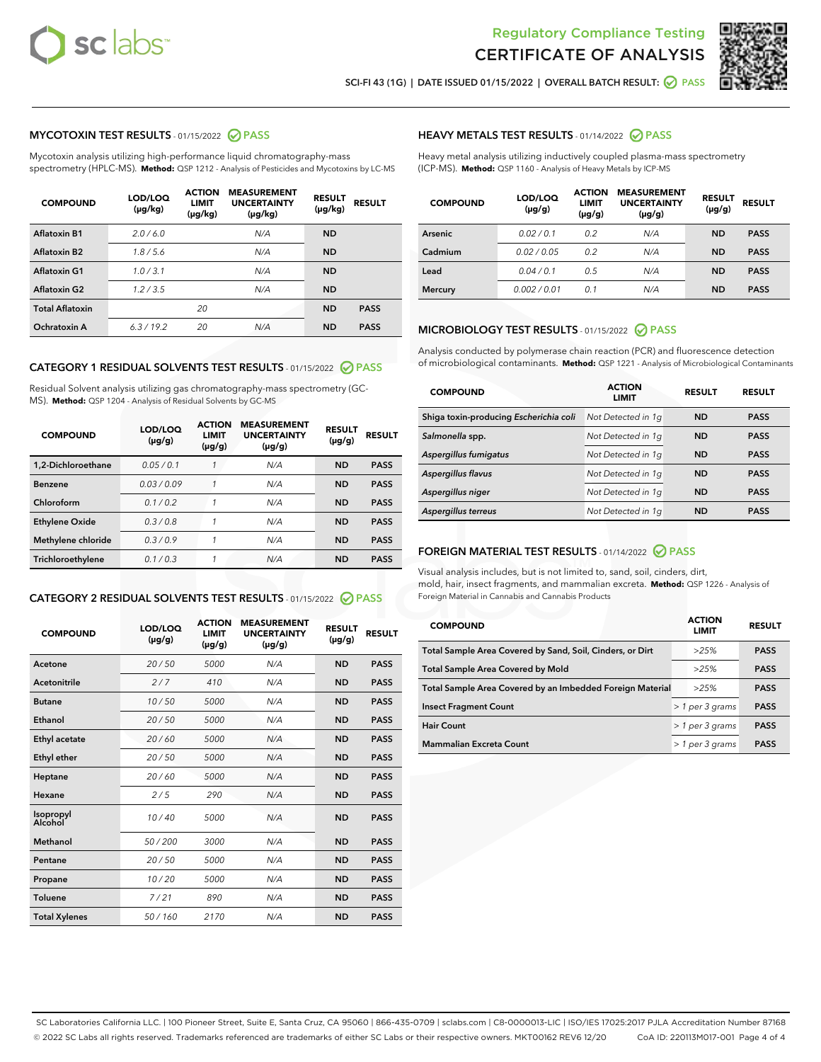Regulatory Compliance Testing

# CERTIFICATE OF ANALYSIS

SCI-FI 43 (1G) | DATE ISSUED 01/15/2022 | OVERALL BATCH RESULT: PASS

## MYCOTOXIN TEST RESULTS - 01/15/2022 PASS

Mycotoxin analysis utilizing high-performance liquid chromatography-mass spectrometry (HPLC-MS). **Method:** QSP 1212 - Analysis of Pesticides and Mycotoxins by LC-MS

| COMPOUND | LOD/LOQ (μg/kg) | ACTION LIMIT (μg/kg) | MEASUREMENT UNCERTAINTY (μg/kg) | RESULT (μg/kg) | RESULT |
|---|---|---|---|---|---|
| Aflatoxin B1 | 2.0 / 6.0 | | N/A | ND | |
| Aflatoxin B2 | 1.8 / 5.6 | | N/A | ND | |
| Aflatoxin G1 | 1.0 / 3.1 | | N/A | ND | |
| Aflatoxin G2 | 1.2 / 3.5 | | N/A | ND | |
| Total Aflatoxin | | 20 | | ND | PASS |
| Ochratoxin A | 6.3 / 19.2 | 20 | N/A | ND | PASS |

## CATEGORY 1 RESIDUAL SOLVENTS TEST RESULTS - 01/15/2022 PASS

Residual Solvent analysis utilizing gas chromatography-mass spectrometry (GC-MS). **Method:** QSP 1204 - Analysis of Residual Solvents by GC-MS

| COMPOUND | LOD/LOQ (μg/g) | ACTION LIMIT (μg/g) | MEASUREMENT UNCERTAINTY (μg/g) | RESULT (μg/g) | RESULT |
|---|---|---|---|---|---|
| 1,2-Dichloroethane | 0.05 / 0.1 | 1 | N/A | ND | PASS |
| Benzene | 0.03 / 0.09 | 1 | N/A | ND | PASS |
| Chloroform | 0.1 / 0.2 | 1 | N/A | ND | PASS |
| Ethylene Oxide | 0.3 / 0.8 | 1 | N/A | ND | PASS |
| Methylene chloride | 0.3 / 0.9 | 1 | N/A | ND | PASS |
| Trichloroethylene | 0.1 / 0.3 | 1 | N/A | ND | PASS |

## CATEGORY 2 RESIDUAL SOLVENTS TEST RESULTS - 01/15/2022 PASS

| COMPOUND | LOD/LOQ (μg/g) | ACTION LIMIT (μg/g) | MEASUREMENT UNCERTAINTY (μg/g) | RESULT (μg/g) | RESULT |
|---|---|---|---|---|---|
| Acetone | 20 / 50 | 5000 | N/A | ND | PASS |
| Acetonitrile | 2 / 7 | 410 | N/A | ND | PASS |
| Butane | 10 / 50 | 5000 | N/A | ND | PASS |
| Ethanol | 20 / 50 | 5000 | N/A | ND | PASS |
| Ethyl acetate | 20 / 60 | 5000 | N/A | ND | PASS |
| Ethyl ether | 20 / 50 | 5000 | N/A | ND | PASS |
| Heptane | 20 / 60 | 5000 | N/A | ND | PASS |
| Hexane | 2 / 5 | 290 | N/A | ND | PASS |
| Isopropyl Alcohol | 10 / 40 | 5000 | N/A | ND | PASS |
| Methanol | 50 / 200 | 3000 | N/A | ND | PASS |
| Pentane | 20 / 50 | 5000 | N/A | ND | PASS |
| Propane | 10 / 20 | 5000 | N/A | ND | PASS |
| Toluene | 7 / 21 | 890 | N/A | ND | PASS |
| Total Xylenes | 50 / 160 | 2170 | N/A | ND | PASS |

## HEAVY METALS TEST RESULTS - 01/14/2022 PASS

Heavy metal analysis utilizing inductively coupled plasma-mass spectrometry (ICP-MS). **Method:** QSP 1160 - Analysis of Heavy Metals by ICP-MS

| COMPOUND | LOD/LOQ (μg/g) | ACTION LIMIT (μg/g) | MEASUREMENT UNCERTAINTY (μg/g) | RESULT (μg/g) | RESULT |
|---|---|---|---|---|---|
| Arsenic | 0.02 / 0.1 | 0.2 | N/A | ND | PASS |
| Cadmium | 0.02 / 0.05 | 0.2 | N/A | ND | PASS |
| Lead | 0.04 / 0.1 | 0.5 | N/A | ND | PASS |
| Mercury | 0.002 / 0.01 | 0.1 | N/A | ND | PASS |

## MICROBIOLOGY TEST RESULTS - 01/15/2022 PASS

Analysis conducted by polymerase chain reaction (PCR) and fluorescence detection of microbiological contaminants. **Method:** QSP 1221 - Analysis of Microbiological Contaminants

| COMPOUND | ACTION LIMIT | RESULT | RESULT |
|---|---|---|---|
| Shiga toxin-producing *Escherichia coli* | Not Detected in 1g | ND | PASS |
| *Salmonella* spp. | Not Detected in 1g | ND | PASS |
| *Aspergillus fumigatus* | Not Detected in 1g | ND | PASS |
| *Aspergillus flavus* | Not Detected in 1g | ND | PASS |
| *Aspergillus niger* | Not Detected in 1g | ND | PASS |
| *Aspergillus terreus* | Not Detected in 1g | ND | PASS |

## FOREIGN MATERIAL TEST RESULTS - 01/14/2022 PASS

Visual analysis includes, but is not limited to, sand, soil, cinders, dirt, mold, hair, insect fragments, and mammalian excreta. **Method:** QSP 1226 - Analysis of Foreign Material in Cannabis and Cannabis Products

| COMPOUND | ACTION LIMIT | RESULT |
|---|---|---|
| Total Sample Area Covered by Sand, Soil, Cinders, or Dirt | >25% | PASS |
| Total Sample Area Covered by Mold | >25% | PASS |
| Total Sample Area Covered by an Imbedded Foreign Material | >25% | PASS |
| Insect Fragment Count | > 1 per 3 grams | PASS |
| Hair Count | > 1 per 3 grams | PASS |
| Mammalian Excreta Count | > 1 per 3 grams | PASS |

SC Laboratories California LLC. | 100 Pioneer Street, Suite E, Santa Cruz, CA 95060 | 866-435-0709 | sclabs.com | C8-0000013-LIC | ISO/IES 17025:2017 PJLA Accreditation Number 87168
© 2022 SC Labs all rights reserved. Trademarks referenced are trademarks of either SC Labs or their respective owners. MKT00162 REV6 12/20 CoA ID: 220113M017-001